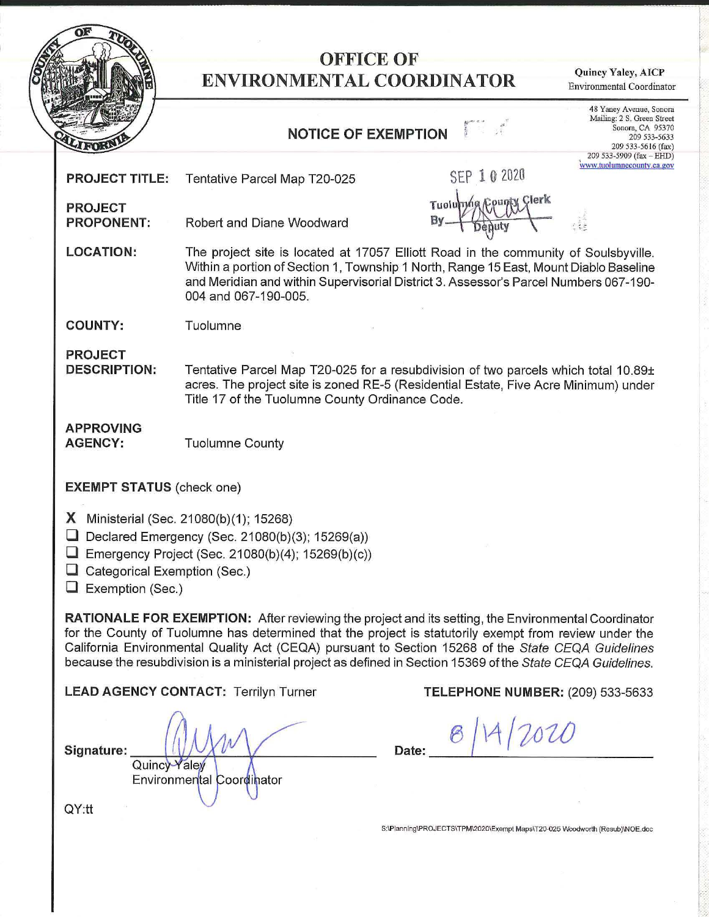# OFFICE OF ENVIRONMENTAL COORDINATOR

**Quincy Yaley, AICP**
Environmental Coordinator

48 Yaney Avenue, Sonora
Mailing: 2 S. Green Street
Sonora, CA 95370
209 533-5633
209 533-5616 (fax)
209 533-5909 (fax – EHD)
www.tuolumnecounty.ca.gov

## NOTICE OF EXEMPTION

SEP 10 2020
Tuolumne County Clerk
By ______ Deputy

**PROJECT TITLE:** Tentative Parcel Map T20-025

**PROJECT PROPONENT:** Robert and Diane Woodward

**LOCATION:** The project site is located at 17057 Elliott Road in the community of Soulsbyville. Within a portion of Section 1, Township 1 North, Range 15 East, Mount Diablo Baseline and Meridian and within Supervisorial District 3. Assessor's Parcel Numbers 067-190-004 and 067-190-005.

**COUNTY:** Tuolumne

**PROJECT DESCRIPTION:** Tentative Parcel Map T20-025 for a resubdivision of two parcels which total 10.89± acres. The project site is zoned RE-5 (Residential Estate, Five Acre Minimum) under Title 17 of the Tuolumne County Ordinance Code.

**APPROVING AGENCY:** Tuolumne County

**EXEMPT STATUS** (check one)

- [X] Ministerial (Sec. 21080(b)(1); 15268)
- [ ] Declared Emergency (Sec. 21080(b)(3); 15269(a))
- [ ] Emergency Project (Sec. 21080(b)(4); 15269(b)(c))
- [ ] Categorical Exemption (Sec.)
- [ ] Exemption (Sec.)

**RATIONALE FOR EXEMPTION:** After reviewing the project and its setting, the Environmental Coordinator for the County of Tuolumne has determined that the project is statutorily exempt from review under the California Environmental Quality Act (CEQA) pursuant to Section 15268 of the *State CEQA Guidelines* because the resubdivision is a ministerial project as defined in Section 15369 of the *State CEQA Guidelines*.

**LEAD AGENCY CONTACT:** Terrilyn Turner

**TELEPHONE NUMBER:** (209) 533-5633

**Signature:** ______________________
Quincy Yaley
Environmental Coordinator

**Date:** 8/14/2020

QY:tt

S:\Planning\PROJECTS\TPM\2020\Exempt Maps\T20-025 Woodworth (Resub)\NOE.doc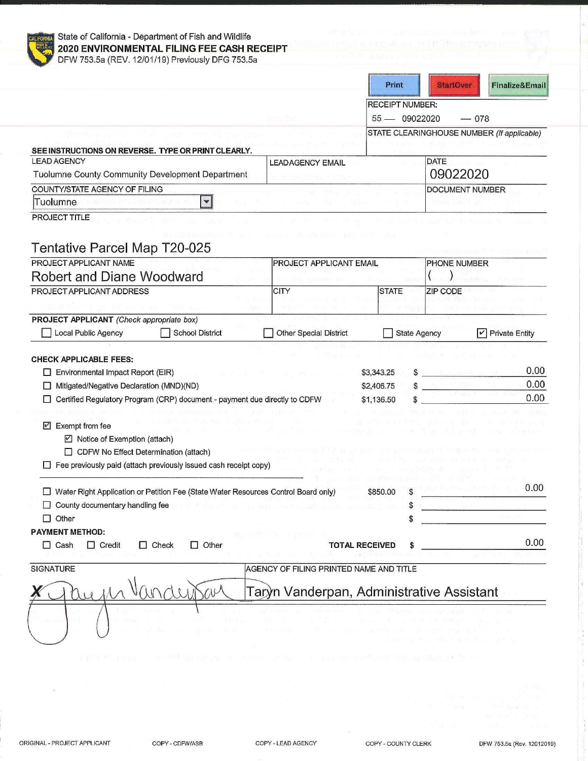State of California - Department of Fish and Wildlife

# 2020 ENVIRONMENTAL FILING FEE CASH RECEIPT

DFW 753.5a (REV. 12/01/19) Previously DFG 753.5a

RECEIPT NUMBER:
55 — 09022020 — 078

STATE CLEARINGHOUSE NUMBER *(If applicable)*

SEE INSTRUCTIONS ON REVERSE. TYPE OR PRINT CLEARLY.

| LEAD AGENCY | LEADAGENCY EMAIL | DATE |
|---|---|---|
| Tuolumne County Community Development Department | | 09022020 |

| COUNTY/STATE AGENCY OF FILING | DOCUMENT NUMBER |
|---|---|
| Tuolumne | |

PROJECT TITLE

Tentative Parcel Map T20-025

| PROJECT APPLICANT NAME | PROJECT APPLICANT EMAIL | PHONE NUMBER |
|---|---|---|
| Robert and Diane Woodward | | ( ) |

| PROJECT APPLICANT ADDRESS | CITY | STATE | ZIP CODE |
|---|---|---|---|
| | | | |

PROJECT APPLICANT *(Check appropriate box)*

☐ Local Public Agency ☐ School District ☐ Other Special District ☐ State Agency ☑ Private Entity

**CHECK APPLICABLE FEES:**

| | | | |
|---|---|---|---|
| ☐ Environmental Impact Report (EIR) | $3,343.25 | $ | 0.00 |
| ☐ Mitigated/Negative Declaration (MND)(ND) | $2,406.75 | $ | 0.00 |
| ☐ Certified Regulatory Program (CRP) document - payment due directly to CDFW | $1,136.50 | $ | 0.00 |

☑ Exempt from fee
- ☑ Notice of Exemption (attach)
- ☐ CDFW No Effect Determination (attach)

☐ Fee previously paid (attach previously issued cash receipt copy)

| | | | |
|---|---|---|---|
| ☐ Water Right Application or Petition Fee (State Water Resources Control Board only) | $850.00 | $ | 0.00 |
| ☐ County documentary handling fee | | $ | |
| ☐ Other | | $ | |

**PAYMENT METHOD:**

☐ Cash ☐ Credit ☐ Check ☐ Other

**TOTAL RECEIVED** $ 0.00

| SIGNATURE | AGENCY OF FILING PRINTED NAME AND TITLE |
|---|---|
| X Taryn Vanderpan | Taryn Vanderpan, Administrative Assistant |

ORIGINAL - PROJECT APPLICANT COPY - CDFW/ASB COPY - LEAD AGENCY COPY - COUNTY CLERK DFW 753.5a (Rev. 12012019)